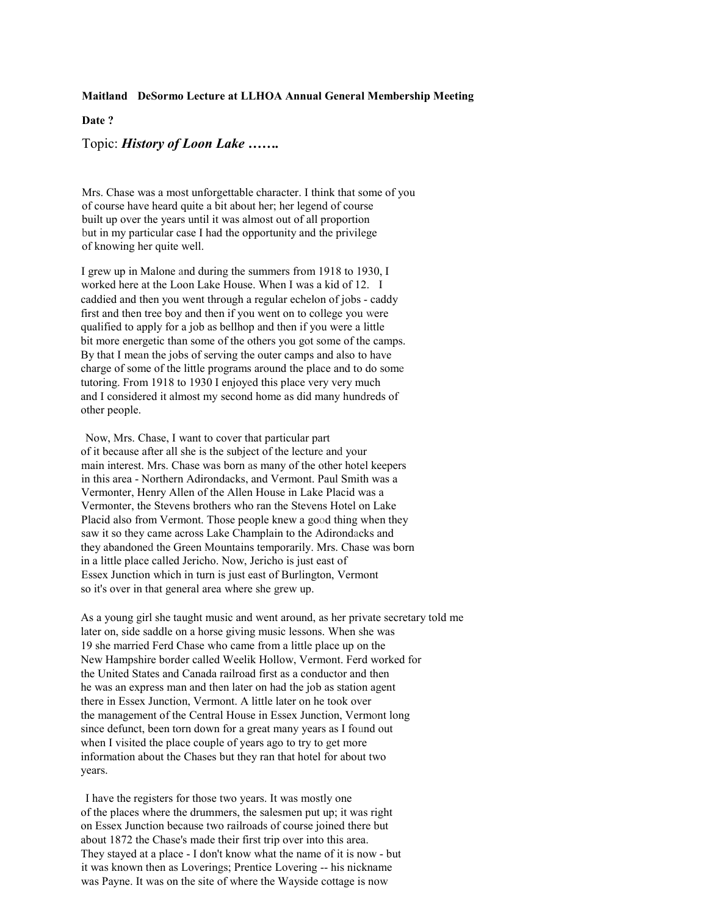**Maitland DeSormo Lecture at LLHOA Annual General Membership Meeting**

**Date ?**

Topic: ***History of Loon Lake …….***

Mrs. Chase was a most unforgettable character. I think that some of you of course have heard quite a bit about her; her legend of course built up over the years until it was almost out of all proportion but in my particular case I had the opportunity and the privilege of knowing her quite well.

I grew up in Malone and during the summers from 1918 to 1930, I worked here at the Loon Lake House. When I was a kid of 12. I caddied and then you went through a regular echelon of jobs - caddy first and then tree boy and then if you went on to college you were qualified to apply for a job as bellhop and then if you were a little bit more energetic than some of the others you got some of the camps. By that I mean the jobs of serving the outer camps and also to have charge of some of the little programs around the place and to do some tutoring. From 1918 to 1930 I enjoyed this place very very much and I considered it almost my second home as did many hundreds of other people.

Now, Mrs. Chase, I want to cover that particular part of it because after all she is the subject of the lecture and your main interest. Mrs. Chase was born as many of the other hotel keepers in this area - Northern Adirondacks, and Vermont. Paul Smith was a Vermonter, Henry Allen of the Allen House in Lake Placid was a Vermonter, the Stevens brothers who ran the Stevens Hotel on Lake Placid also from Vermont. Those people knew a good thing when they saw it so they came across Lake Champlain to the Adirondacks and they abandoned the Green Mountains temporarily. Mrs. Chase was born in a little place called Jericho. Now, Jericho is just east of Essex Junction which in turn is just east of Burlington, Vermont so it's over in that general area where she grew up.

As a young girl she taught music and went around, as her private secretary told me later on, side saddle on a horse giving music lessons. When she was 19 she married Ferd Chase who came from a little place up on the New Hampshire border called Weelik Hollow, Vermont. Ferd worked for the United States and Canada railroad first as a conductor and then he was an express man and then later on had the job as station agent there in Essex Junction, Vermont. A little later on he took over the management of the Central House in Essex Junction, Vermont long since defunct, been torn down for a great many years as I found out when I visited the place couple of years ago to try to get more information about the Chases but they ran that hotel for about two years.

I have the registers for those two years. It was mostly one of the places where the drummers, the salesmen put up; it was right on Essex Junction because two railroads of course joined there but about 1872 the Chase's made their first trip over into this area. They stayed at a place - I don't know what the name of it is now - but it was known then as Loverings; Prentice Lovering -- his nickname was Payne. It was on the site of where the Wayside cottage is now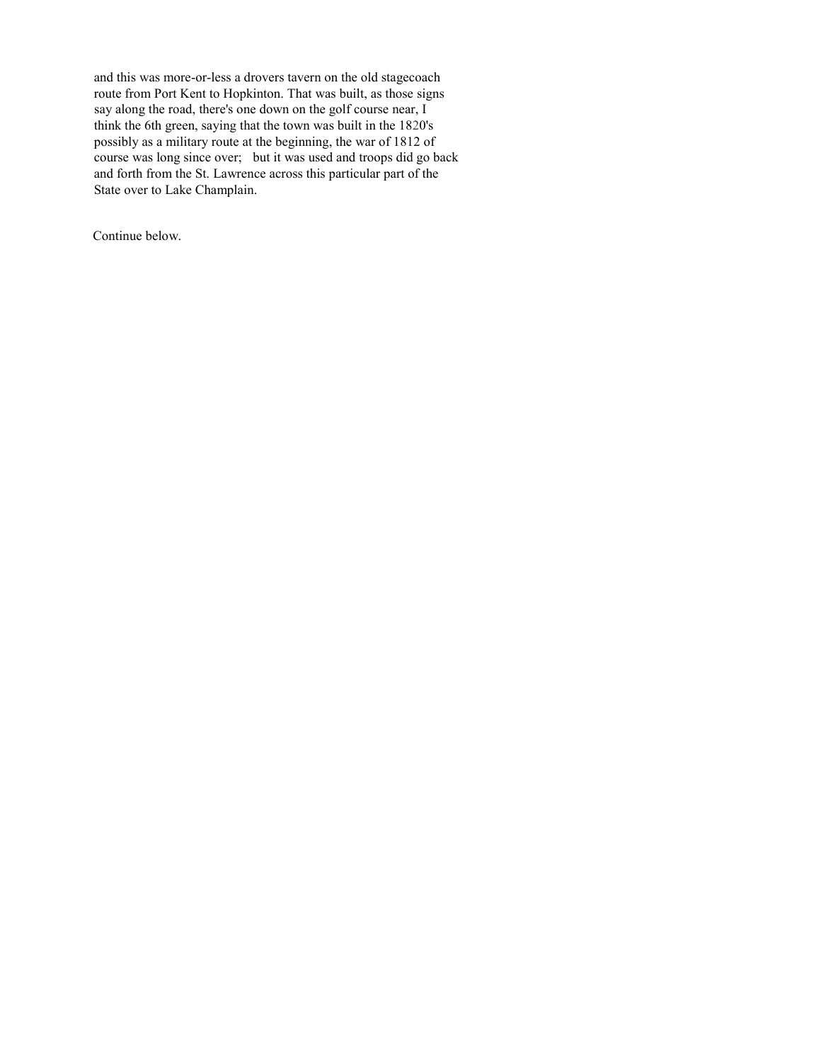and this was more-or-less a drovers tavern on the old stagecoach route from Port Kent to Hopkinton. That was built, as those signs say along the road, there's one down on the golf course near, I think the 6th green, saying that the town was built in the 1820's possibly as a military route at the beginning, the war of 1812 of course was long since over; but it was used and troops did go back and forth from the St. Lawrence across this particular part of the State over to Lake Champlain.

Continue below.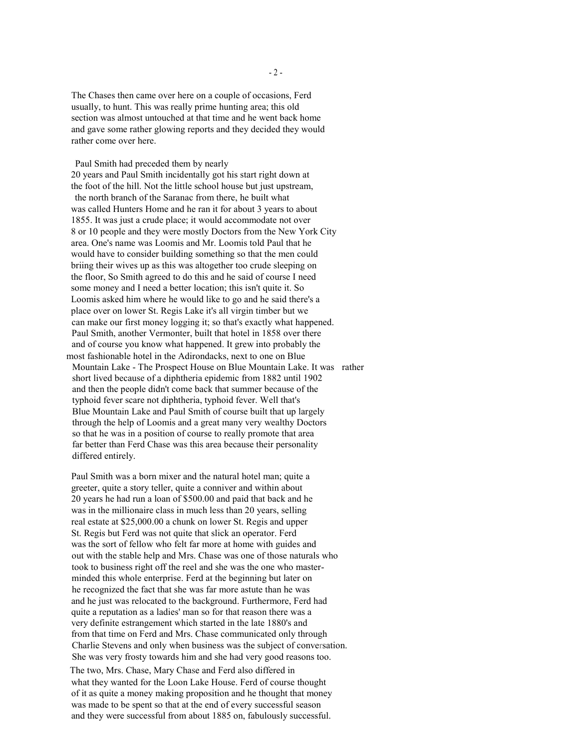The Chases then came over here on a couple of occasions, Ferd usually, to hunt. This was really prime hunting area; this old section was almost untouched at that time and he went back home and gave some rather glowing reports and they decided they would rather come over here.

Paul Smith had preceded them by nearly 20 years and Paul Smith incidentally got his start right down at the foot of the hill. Not the little school house but just upstream, the north branch of the Saranac from there, he built what was called Hunters Home and he ran it for about 3 years to about 1855. It was just a crude place; it would accommodate not over 8 or 10 people and they were mostly Doctors from the New York City area. One's name was Loomis and Mr. Loomis told Paul that he would have to consider building something so that the men could briing their wives up as this was altogether too crude sleeping on the floor, So Smith agreed to do this and he said of course I need some money and I need a better location; this isn't quite it. So Loomis asked him where he would like to go and he said there's a place over on lower St. Regis Lake it's all virgin timber but we can make our first money logging it; so that's exactly what happened. Paul Smith, another Vermonter, built that hotel in 1858 over there and of course you know what happened. It grew into probably the most fashionable hotel in the Adirondacks, next to one on Blue Mountain Lake - The Prospect House on Blue Mountain Lake. It was rather short lived because of a diphtheria epidemic from 1882 until 1902 and then the people didn't come back that summer because of the typhoid fever scare not diphtheria, typhoid fever. Well that's Blue Mountain Lake and Paul Smith of course built that up largely through the help of Loomis and a great many very wealthy Doctors so that he was in a position of course to really promote that area far better than Ferd Chase was this area because their personality differed entirely.

Paul Smith was a born mixer and the natural hotel man; quite a greeter, quite a story teller, quite a conniver and within about 20 years he had run a loan of $500.00 and paid that back and he was in the millionaire class in much less than 20 years, selling real estate at $25,000.00 a chunk on lower St. Regis and upper St. Regis but Ferd was not quite that slick an operator. Ferd was the sort of fellow who felt far more at home with guides and out with the stable help and Mrs. Chase was one of those naturals who took to business right off the reel and she was the one who masterminded this whole enterprise. Ferd at the beginning but later on he recognized the fact that she was far more astute than he was and he just was relocated to the background. Furthermore, Ferd had quite a reputation as a ladies' man so for that reason there was a very definite estrangement which started in the late 1880's and from that time on Ferd and Mrs. Chase communicated only through Charlie Stevens and only when business was the subject of conversation. She was very frosty towards him and she had very good reasons too.

The two, Mrs. Chase, Mary Chase and Ferd also differed in what they wanted for the Loon Lake House. Ferd of course thought of it as quite a money making proposition and he thought that money was made to be spent so that at the end of every successful season and they were successful from about 1885 on, fabulously successful.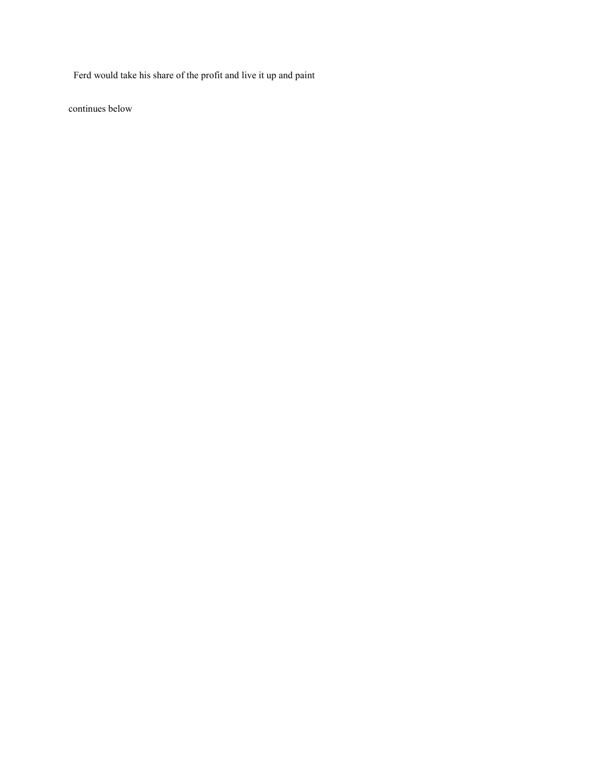Ferd would take his share of the profit and live it up and paint

continues below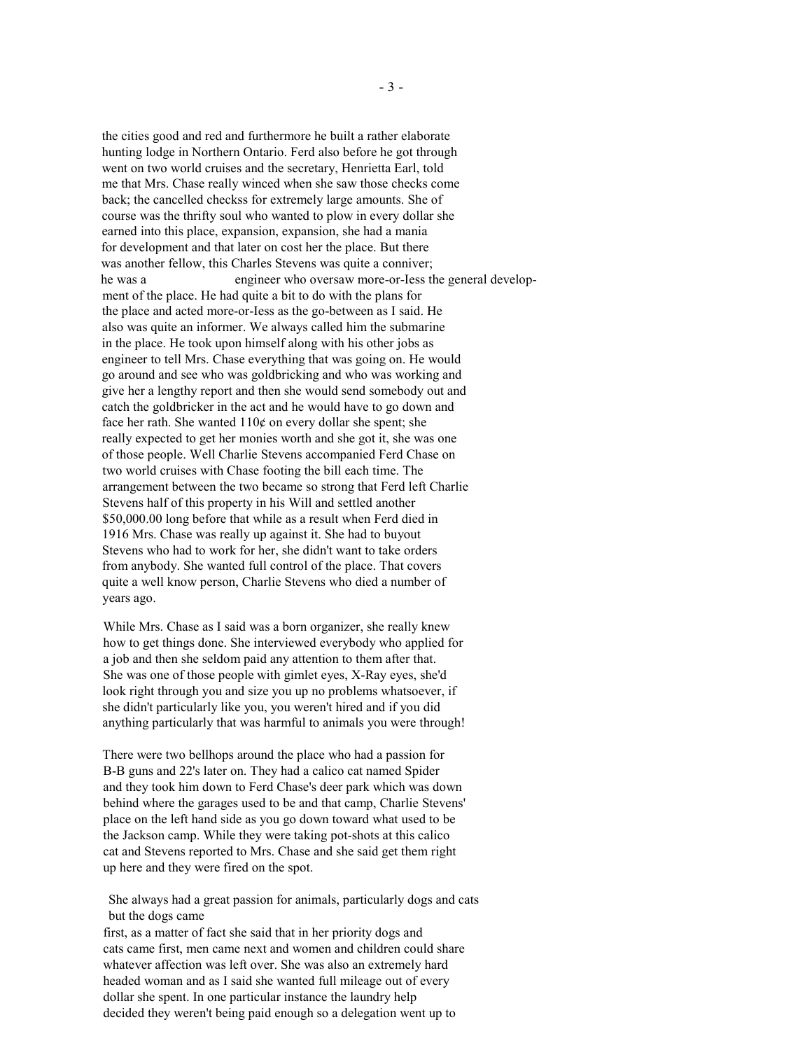the cities good and red and furthermore he built a rather elaborate hunting lodge in Northern Ontario. Ferd also before he got through went on two world cruises and the secretary, Henrietta Earl, told me that Mrs. Chase really winced when she saw those checks come back; the cancelled checkss for extremely large amounts. She of course was the thrifty soul who wanted to plow in every dollar she earned into this place, expansion, expansion, she had a mania for development and that later on cost her the place. But there was another fellow, this Charles Stevens was quite a conniver; he was a engineer who oversaw more-or-Iess the general development of the place. He had quite a bit to do with the plans for the place and acted more-or-Iess as the go-between as I said. He also was quite an informer. We always called him the submarine in the place. He took upon himself along with his other jobs as engineer to tell Mrs. Chase everything that was going on. He would go around and see who was goldbricking and who was working and give her a lengthy report and then she would send somebody out and catch the goldbricker in the act and he would have to go down and face her rath. She wanted 110¢ on every dollar she spent; she really expected to get her monies worth and she got it, she was one of those people. Well Charlie Stevens accompanied Ferd Chase on two world cruises with Chase footing the bill each time. The arrangement between the two became so strong that Ferd left Charlie Stevens half of this property in his Will and settled another $50,000.00 long before that while as a result when Ferd died in 1916 Mrs. Chase was really up against it. She had to buyout Stevens who had to work for her, she didn't want to take orders from anybody. She wanted full control of the place. That covers quite a well know person, Charlie Stevens who died a number of years ago.

While Mrs. Chase as I said was a born organizer, she really knew how to get things done. She interviewed everybody who applied for a job and then she seldom paid any attention to them after that. She was one of those people with gimlet eyes, X-Ray eyes, she'd look right through you and size you up no problems whatsoever, if she didn't particularly like you, you weren't hired and if you did anything particularly that was harmful to animals you were through!

There were two bellhops around the place who had a passion for B-B guns and 22's later on. They had a calico cat named Spider and they took him down to Ferd Chase's deer park which was down behind where the garages used to be and that camp, Charlie Stevens' place on the left hand side as you go down toward what used to be the Jackson camp. While they were taking pot-shots at this calico cat and Stevens reported to Mrs. Chase and she said get them right up here and they were fired on the spot.

She always had a great passion for animals, particularly dogs and cats but the dogs came first, as a matter of fact she said that in her priority dogs and cats came first, men came next and women and children could share whatever affection was left over. She was also an extremely hard headed woman and as I said she wanted full mileage out of every dollar she spent. In one particular instance the laundry help decided they weren't being paid enough so a delegation went up to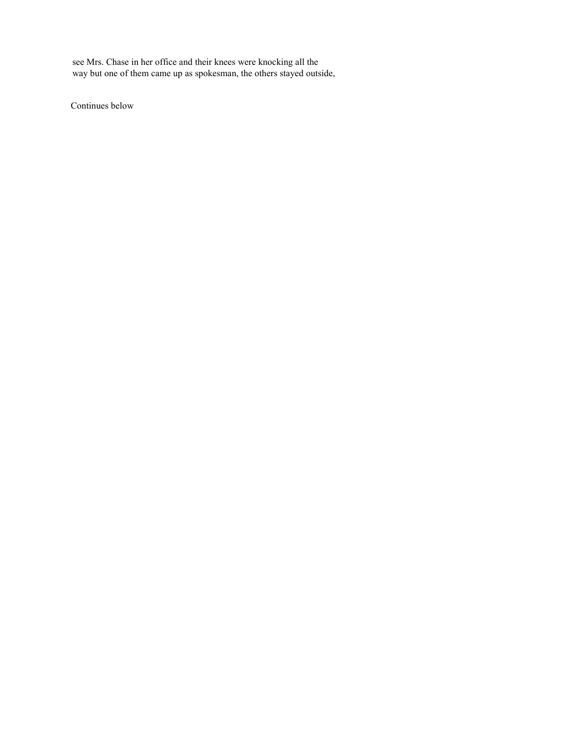see Mrs. Chase in her office and their knees were knocking all the way but one of them came up as spokesman, the others stayed outside,

Continues below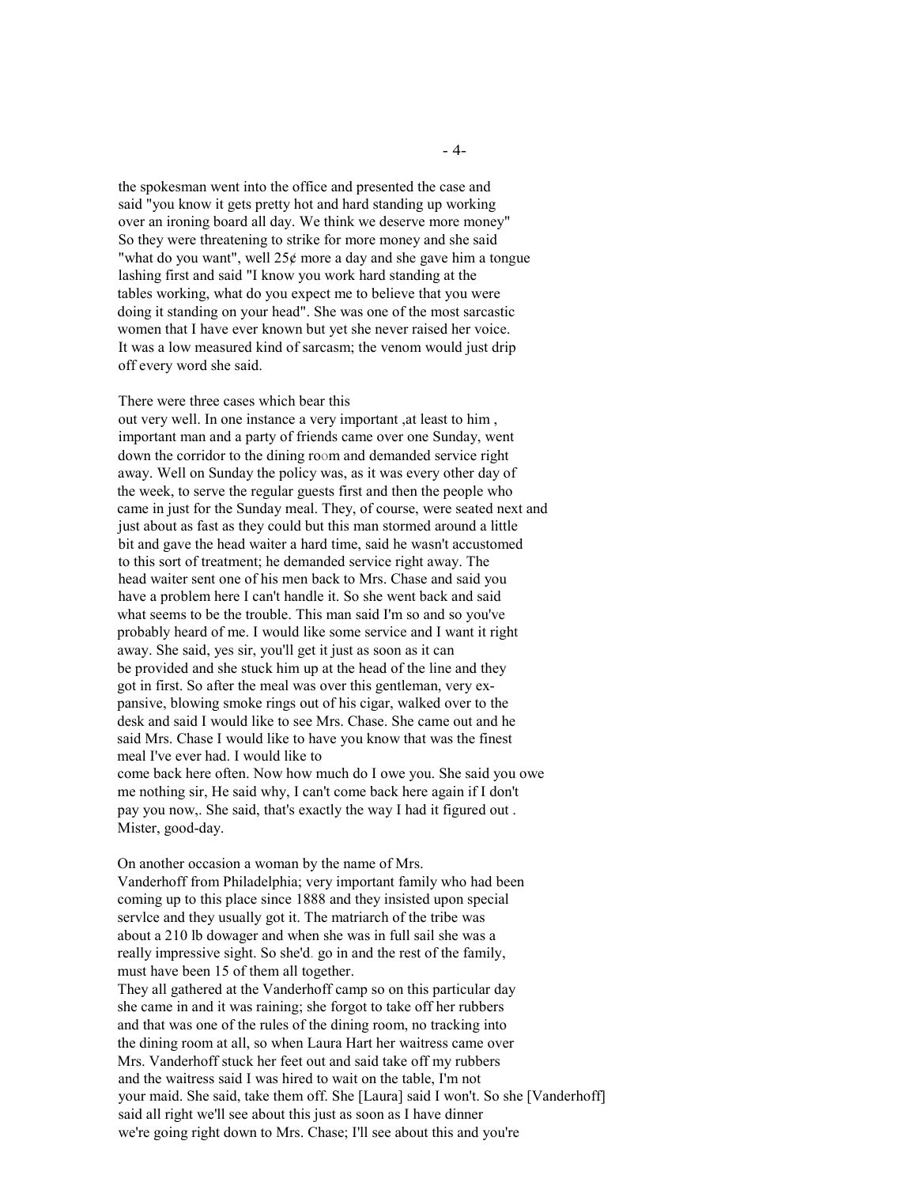the spokesman went into the office and presented the case and said "you know it gets pretty hot and hard standing up working over an ironing board all day. We think we deserve more money" So they were threatening to strike for more money and she said "what do you want", well 25¢ more a day and she gave him a tongue lashing first and said "I know you work hard standing at the tables working, what do you expect me to believe that you were doing it standing on your head". She was one of the most sarcastic women that I have ever known but yet she never raised her voice. It was a low measured kind of sarcasm; the venom would just drip off every word she said.

There were three cases which bear this out very well. In one instance a very important ,at least to him , important man and a party of friends came over one Sunday, went down the corridor to the dining room and demanded service right away. Well on Sunday the policy was, as it was every other day of the week, to serve the regular guests first and then the people who came in just for the Sunday meal. They, of course, were seated next and just about as fast as they could but this man stormed around a little bit and gave the head waiter a hard time, said he wasn't accustomed to this sort of treatment; he demanded service right away. The head waiter sent one of his men back to Mrs. Chase and said you have a problem here I can't handle it. So she went back and said what seems to be the trouble. This man said I'm so and so you've probably heard of me. I would like some service and I want it right away. She said, yes sir, you'll get it just as soon as it can be provided and she stuck him up at the head of the line and they got in first. So after the meal was over this gentleman, very expansive, blowing smoke rings out of his cigar, walked over to the desk and said I would like to see Mrs. Chase. She came out and he said Mrs. Chase I would like to have you know that was the finest meal I've ever had. I would like to come back here often. Now how much do I owe you. She said you owe me nothing sir, He said why, I can't come back here again if I don't pay you now,. She said, that's exactly the way I had it figured out . Mister, good-day.

On another occasion a woman by the name of Mrs. Vanderhoff from Philadelphia; very important family who had been coming up to this place since 1888 and they insisted upon special servlce and they usually got it. The matriarch of the tribe was about a 210 lb dowager and when she was in full sail she was a really impressive sight. So she'd. go in and the rest of the family, must have been 15 of them all together.
They all gathered at the Vanderhoff camp so on this particular day she came in and it was raining; she forgot to take off her rubbers and that was one of the rules of the dining room, no tracking into the dining room at all, so when Laura Hart her waitress came over Mrs. Vanderhoff stuck her feet out and said take off my rubbers and the waitress said I was hired to wait on the table, I'm not your maid. She said, take them off. She [Laura] said I won't. So she [Vanderhoff] said all right we'll see about this just as soon as I have dinner we're going right down to Mrs. Chase; I'll see about this and you're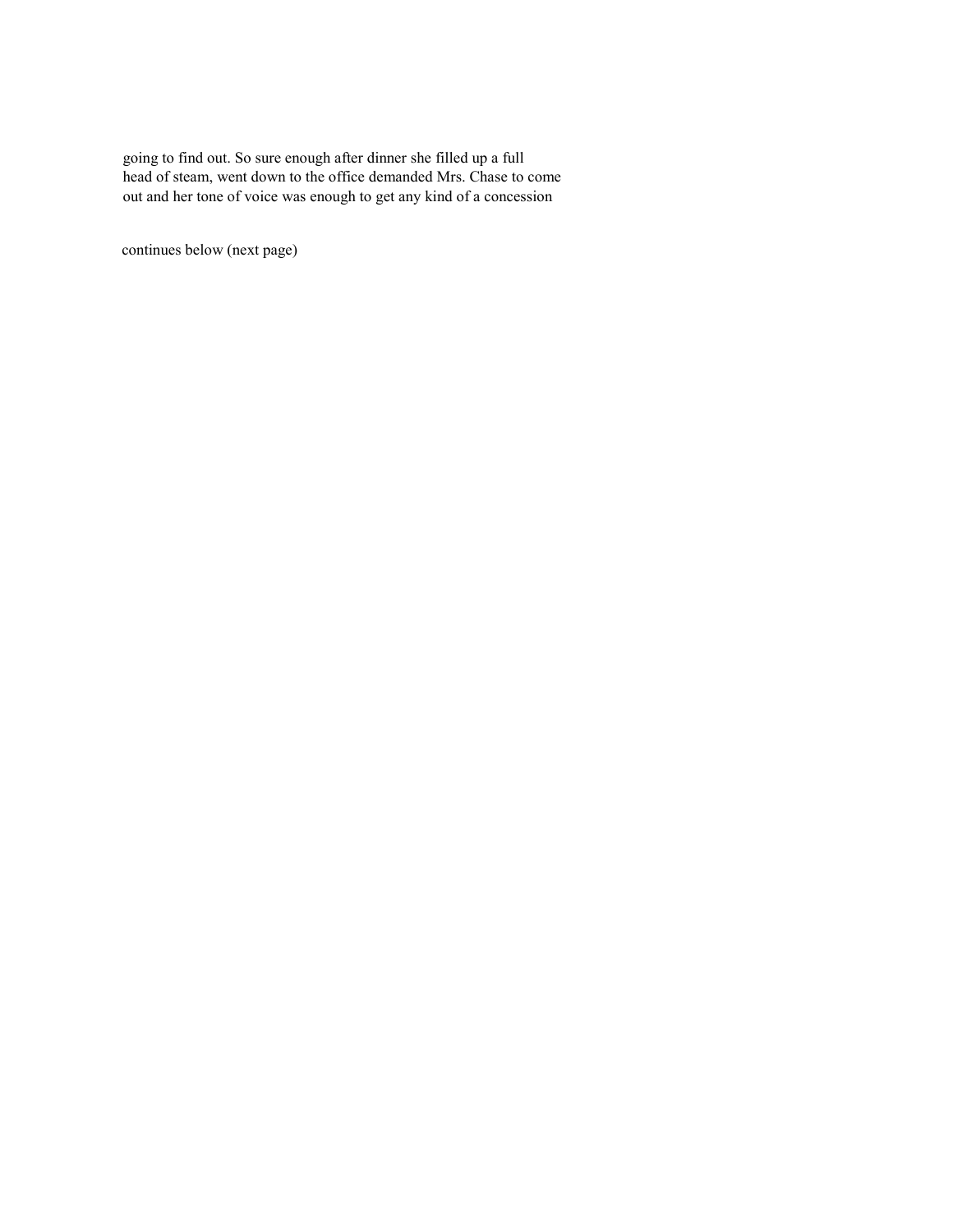going to find out. So sure enough after dinner she filled up a full head of steam, went down to the office demanded Mrs. Chase to come out and her tone of voice was enough to get any kind of a concession

continues below (next page)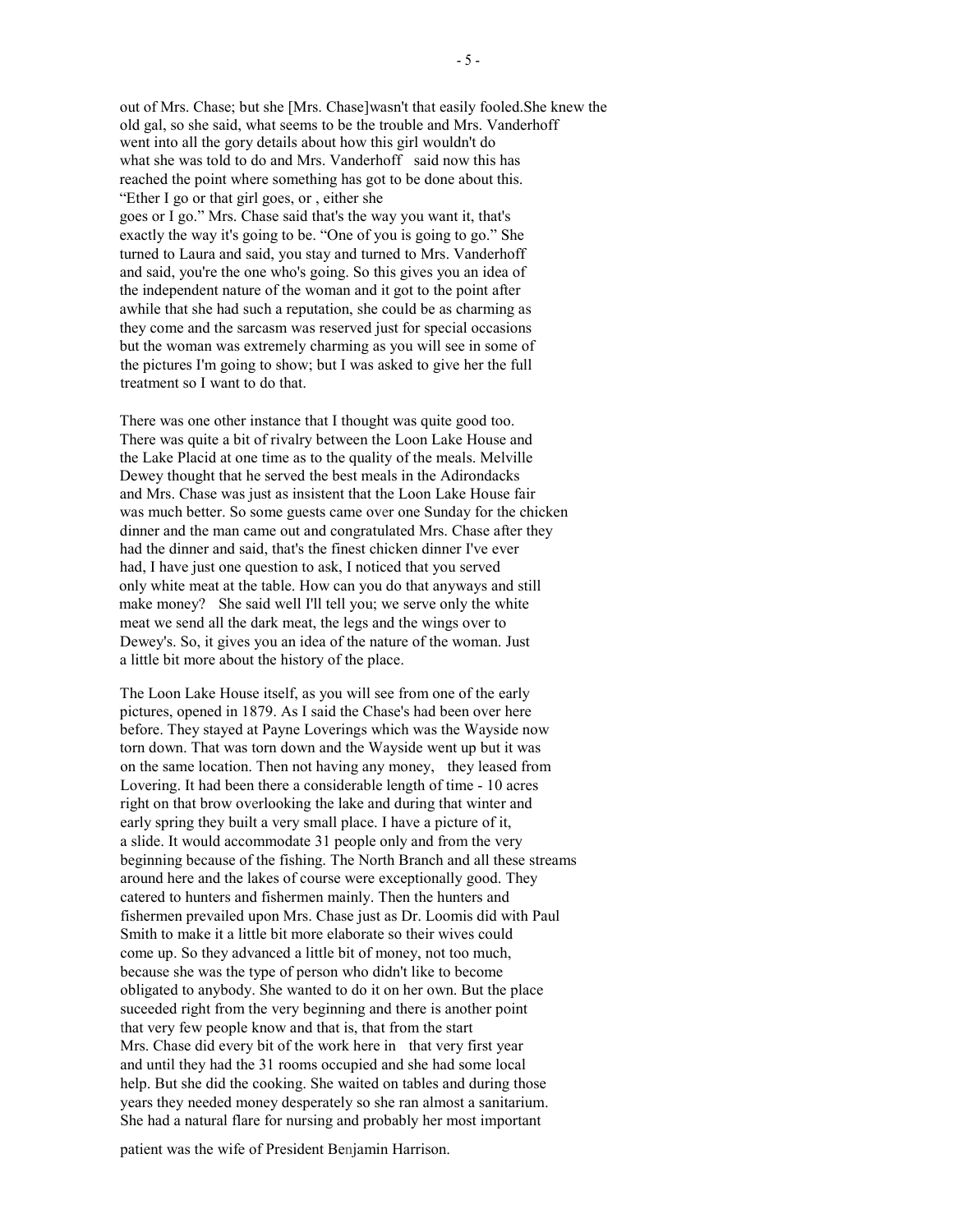out of Mrs. Chase; but she [Mrs. Chase]wasn't that easily fooled.She knew the old gal, so she said, what seems to be the trouble and Mrs. Vanderhoff went into all the gory details about how this girl wouldn't do what she was told to do and Mrs. Vanderhoff said now this has reached the point where something has got to be done about this. "Ether I go or that girl goes, or , either she goes or I go." Mrs. Chase said that's the way you want it, that's exactly the way it's going to be. "One of you is going to go." She turned to Laura and said, you stay and turned to Mrs. Vanderhoff and said, you're the one who's going. So this gives you an idea of the independent nature of the woman and it got to the point after awhile that she had such a reputation, she could be as charming as they come and the sarcasm was reserved just for special occasions but the woman was extremely charming as you will see in some of the pictures I'm going to show; but I was asked to give her the full treatment so I want to do that.

There was one other instance that I thought was quite good too. There was quite a bit of rivalry between the Loon Lake House and the Lake Placid at one time as to the quality of the meals. Melville Dewey thought that he served the best meals in the Adirondacks and Mrs. Chase was just as insistent that the Loon Lake House fair was much better. So some guests came over one Sunday for the chicken dinner and the man came out and congratulated Mrs. Chase after they had the dinner and said, that's the finest chicken dinner I've ever had, I have just one question to ask, I noticed that you served only white meat at the table. How can you do that anyways and still make money? She said well I'll tell you; we serve only the white meat we send all the dark meat, the legs and the wings over to Dewey's. So, it gives you an idea of the nature of the woman. Just a little bit more about the history of the place.

The Loon Lake House itself, as you will see from one of the early pictures, opened in 1879. As I said the Chase's had been over here before. They stayed at Payne Loverings which was the Wayside now torn down. That was torn down and the Wayside went up but it was on the same location. Then not having any money, they leased from Lovering. It had been there a considerable length of time - 10 acres right on that brow overlooking the lake and during that winter and early spring they built a very small place. I have a picture of it, a slide. It would accommodate 31 people only and from the very beginning because of the fishing. The North Branch and all these streams around here and the lakes of course were exceptionally good. They catered to hunters and fishermen mainly. Then the hunters and fishermen prevailed upon Mrs. Chase just as Dr. Loomis did with Paul Smith to make it a little bit more elaborate so their wives could come up. So they advanced a little bit of money, not too much, because she was the type of person who didn't like to become obligated to anybody. She wanted to do it on her own. But the place suceeded right from the very beginning and there is another point that very few people know and that is, that from the start Mrs. Chase did every bit of the work here in that very first year and until they had the 31 rooms occupied and she had some local help. But she did the cooking. She waited on tables and during those years they needed money desperately so she ran almost a sanitarium. She had a natural flare for nursing and probably her most important patient was the wife of President Benjamin Harrison.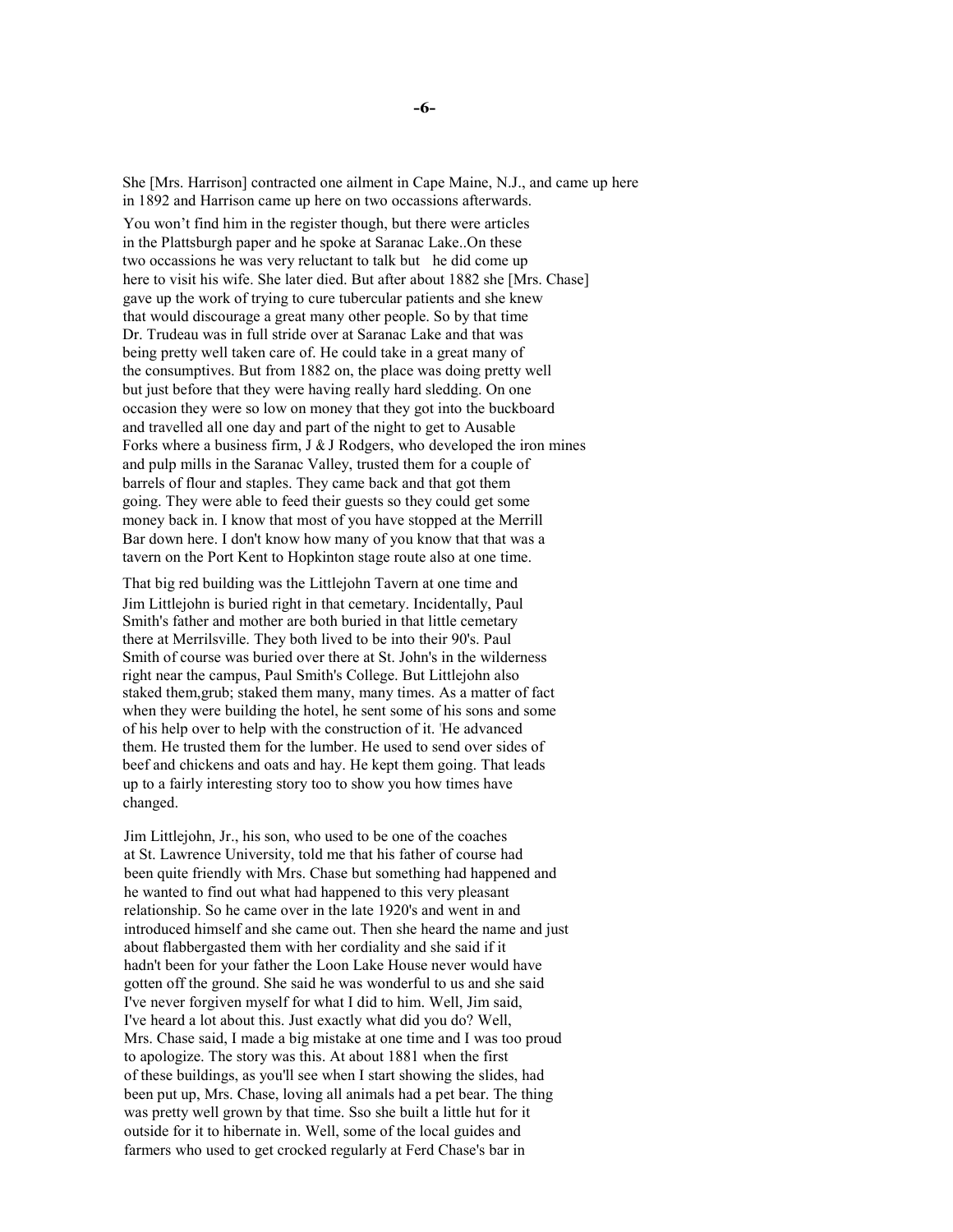She [Mrs. Harrison] contracted one ailment in Cape Maine, N.J., and came up here in 1892 and Harrison came up here on two occassions afterwards.

You won't find him in the register though, but there were articles in the Plattsburgh paper and he spoke at Saranac Lake..On these two occassions he was very reluctant to talk but he did come up here to visit his wife. She later died. But after about 1882 she [Mrs. Chase] gave up the work of trying to cure tubercular patients and she knew that would discourage a great many other people. So by that time Dr. Trudeau was in full stride over at Saranac Lake and that was being pretty well taken care of. He could take in a great many of the consumptives. But from 1882 on, the place was doing pretty well but just before that they were having really hard sledding. On one occasion they were so low on money that they got into the buckboard and travelled all one day and part of the night to get to Ausable Forks where a business firm, J & J Rodgers, who developed the iron mines and pulp mills in the Saranac Valley, trusted them for a couple of barrels of flour and staples. They came back and that got them going. They were able to feed their guests so they could get some money back in. I know that most of you have stopped at the Merrill Bar down here. I don't know how many of you know that that was a tavern on the Port Kent to Hopkinton stage route also at one time.

That big red building was the Littlejohn Tavern at one time and Jim Littlejohn is buried right in that cemetary. Incidentally, Paul Smith's father and mother are both buried in that little cemetary there at Merrilsville. They both lived to be into their 90's. Paul Smith of course was buried over there at St. John's in the wilderness right near the campus, Paul Smith's College. But Littlejohn also staked them,grub; staked them many, many times. As a matter of fact when they were building the hotel, he sent some of his sons and some of his help over to help with the construction of it. 'He advanced them. He trusted them for the lumber. He used to send over sides of beef and chickens and oats and hay. He kept them going. That leads up to a fairly interesting story too to show you how times have changed.

Jim Littlejohn, Jr., his son, who used to be one of the coaches at St. Lawrence University, told me that his father of course had been quite friendly with Mrs. Chase but something had happened and he wanted to find out what had happened to this very pleasant relationship. So he came over in the late 1920's and went in and introduced himself and she came out. Then she heard the name and just about flabbergasted them with her cordiality and she said if it hadn't been for your father the Loon Lake House never would have gotten off the ground. She said he was wonderful to us and she said I've never forgiven myself for what I did to him. Well, Jim said, I've heard a lot about this. Just exactly what did you do? Well, Mrs. Chase said, I made a big mistake at one time and I was too proud to apologize. The story was this. At about 1881 when the first of these buildings, as you'll see when I start showing the slides, had been put up, Mrs. Chase, loving all animals had a pet bear. The thing was pretty well grown by that time. Sso she built a little hut for it outside for it to hibernate in. Well, some of the local guides and farmers who used to get crocked regularly at Ferd Chase's bar in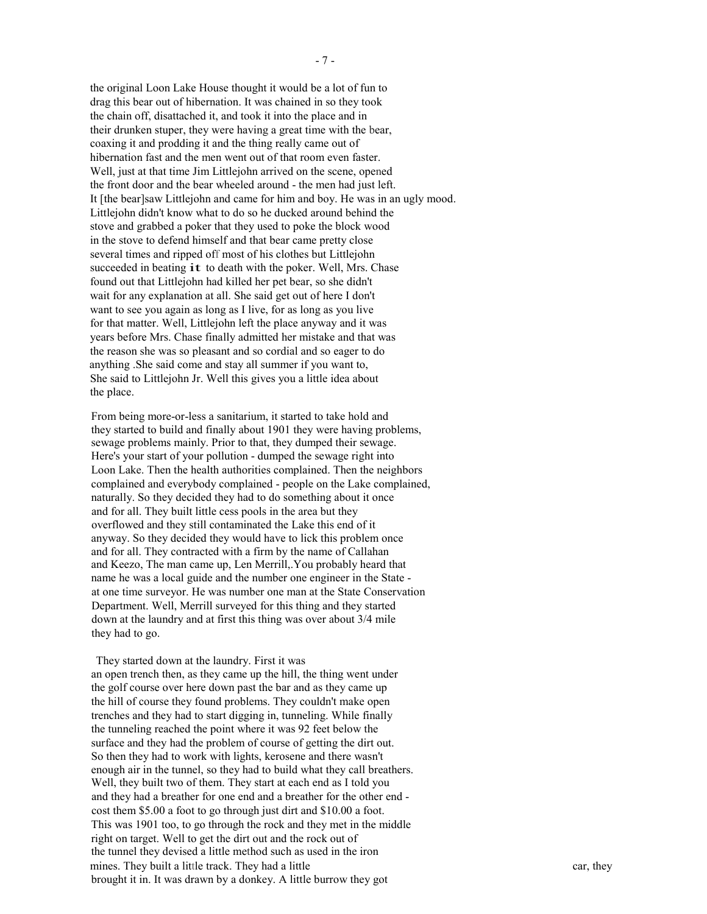the original Loon Lake House thought it would be a lot of fun to drag this bear out of hibernation. It was chained in so they took the chain off, disattached it, and took it into the place and in their drunken stuper, they were having a great time with the bear, coaxing it and prodding it and the thing really came out of hibernation fast and the men went out of that room even faster. Well, just at that time Jim Littlejohn arrived on the scene, opened the front door and the bear wheeled around - the men had just left. It [the bear]saw Littlejohn and came for him and boy. He was in an ugly mood. Littlejohn didn't know what to do so he ducked around behind the stove and grabbed a poker that they used to poke the block wood in the stove to defend himself and that bear came pretty close several times and ripped off most of his clothes but Littlejohn succeeded in beating **it** to death with the poker. Well, Mrs. Chase found out that Littlejohn had killed her pet bear, so she didn't wait for any explanation at all. She said get out of here I don't want to see you again as long as I live, for as long as you live for that matter. Well, Littlejohn left the place anyway and it was years before Mrs. Chase finally admitted her mistake and that was the reason she was so pleasant and so cordial and so eager to do anything .She said come and stay all summer if you want to, She said to Littlejohn Jr. Well this gives you a little idea about the place.

From being more-or-less a sanitarium, it started to take hold and they started to build and finally about 1901 they were having problems, sewage problems mainly. Prior to that, they dumped their sewage. Here's your start of your pollution - dumped the sewage right into Loon Lake. Then the health authorities complained. Then the neighbors complained and everybody complained - people on the Lake complained, naturally. So they decided they had to do something about it once and for all. They built little cess pools in the area but they overflowed and they still contaminated the Lake this end of it anyway. So they decided they would have to lick this problem once and for all. They contracted with a firm by the name of Callahan and Keezo, The man came up, Len Merrill,.You probably heard that name he was a local guide and the number one engineer in the State - at one time surveyor. He was number one man at the State Conservation Department. Well, Merrill surveyed for this thing and they started down at the laundry and at first this thing was over about 3/4 mile they had to go.

They started down at the laundry. First it was an open trench then, as they came up the hill, the thing went under the golf course over here down past the bar and as they came up the hill of course they found problems. They couldn't make open trenches and they had to start digging in, tunneling. While finally the tunneling reached the point where it was 92 feet below the surface and they had the problem of course of getting the dirt out. So then they had to work with lights, kerosene and there wasn't enough air in the tunnel, so they had to build what they call breathers. Well, they built two of them. They start at each end as I told you and they had a breather for one end and a breather for the other end - cost them $5.00 a foot to go through just dirt and $10.00 a foot. This was 1901 too, to go through the rock and they met in the middle right on target. Well to get the dirt out and the rock out of the tunnel they devised a little method such as used in the iron mines. They built a little track. They had a little car, they brought it in. It was drawn by a donkey. A little burrow they got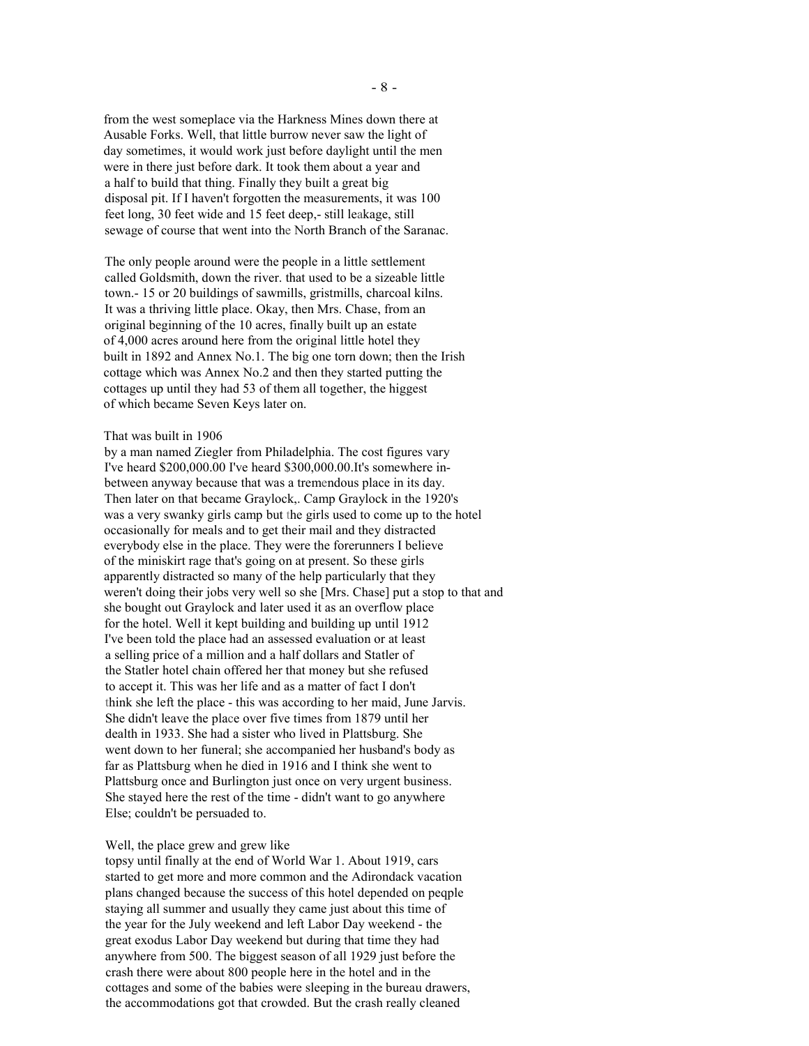from the west someplace via the Harkness Mines down there at Ausable Forks. Well, that little burrow never saw the light of day sometimes, it would work just before daylight until the men were in there just before dark. It took them about a year and a half to build that thing. Finally they built a great big disposal pit. If I haven't forgotten the measurements, it was 100 feet long, 30 feet wide and 15 feet deep,- still leakage, still sewage of course that went into the North Branch of the Saranac.

The only people around were the people in a little settlement called Goldsmith, down the river. that used to be a sizeable little town.- 15 or 20 buildings of sawmills, gristmills, charcoal kilns. It was a thriving little place. Okay, then Mrs. Chase, from an original beginning of the 10 acres, finally built up an estate of 4,000 acres around here from the original little hotel they built in 1892 and Annex No.1. The big one torn down; then the Irish cottage which was Annex No.2 and then they started putting the cottages up until they had 53 of them all together, the biggest of which became Seven Keys later on.

That was built in 1906 by a man named Ziegler from Philadelphia. The cost figures vary I've heard $200,000.00 I've heard $300,000.00.It's somewhere in-between anyway because that was a tremendous place in its day. Then later on that became Graylock,. Camp Graylock in the 1920's was a very swanky girls camp but the girls used to come up to the hotel occasionally for meals and to get their mail and they distracted everybody else in the place. They were the forerunners I believe of the miniskirt rage that's going on at present. So these girls apparently distracted so many of the help particularly that they weren't doing their jobs very well so she [Mrs. Chase] put a stop to that and she bought out Graylock and later used it as an overflow place for the hotel. Well it kept building and building up until 1912 I've been told the place had an assessed evaluation or at least a selling price of a million and a half dollars and Statler of the Statler hotel chain offered her that money but she refused to accept it. This was her life and as a matter of fact I don't think she left the place - this was according to her maid, June Jarvis. She didn't leave the place over five times from 1879 until her dealth in 1933. She had a sister who lived in Plattsburg. She went down to her funeral; she accompanied her husband's body as far as Plattsburg when he died in 1916 and I think she went to Plattsburg once and Burlington just once on very urgent business. She stayed here the rest of the time - didn't want to go anywhere Else; couldn't be persuaded to.

Well, the place grew and grew like topsy until finally at the end of World War 1. About 1919, cars started to get more and more common and the Adirondack vacation plans changed because the success of this hotel depended on peqple staying all summer and usually they came just about this time of the year for the July weekend and left Labor Day weekend - the great exodus Labor Day weekend but during that time they had anywhere from 500. The biggest season of all 1929 just before the crash there were about 800 people here in the hotel and in the cottages and some of the babies were sleeping in the bureau drawers, the accommodations got that crowded. But the crash really cleaned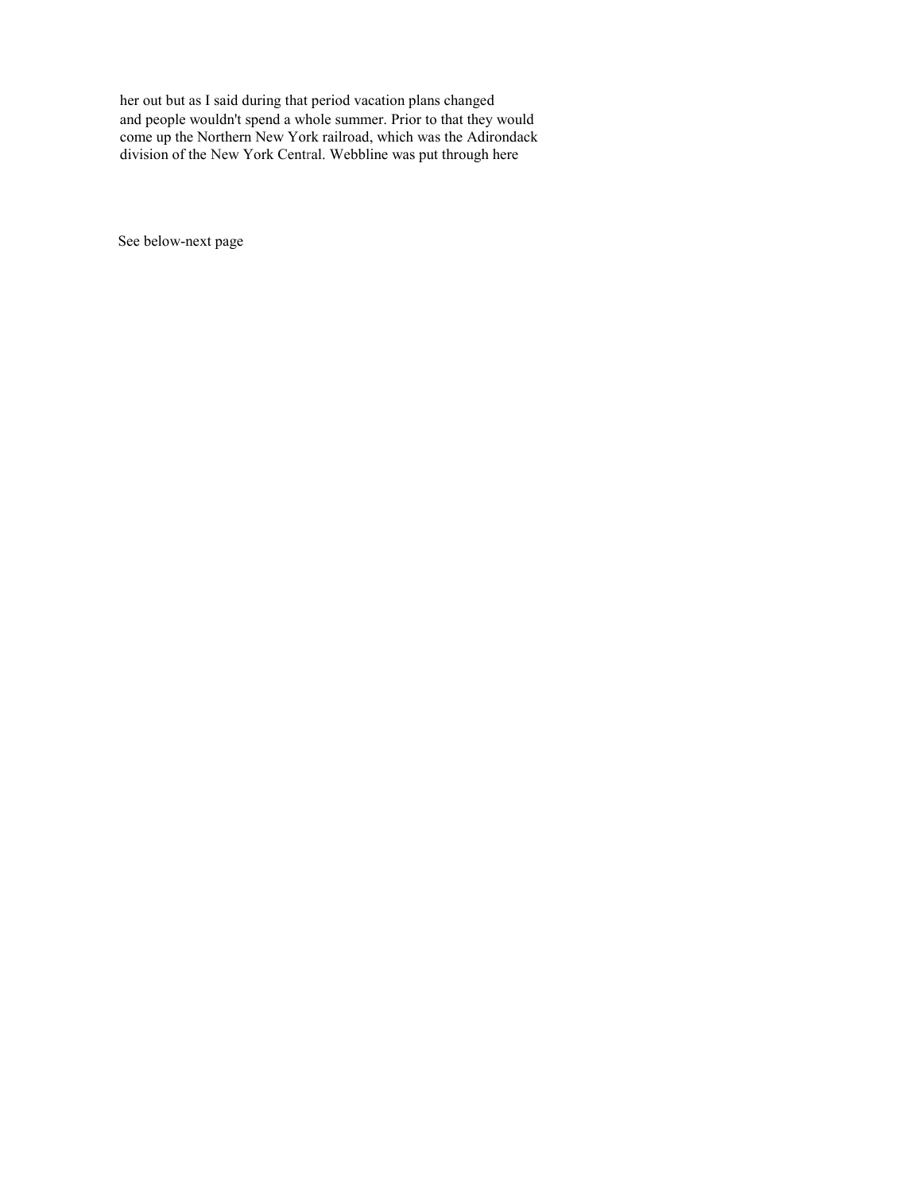her out but as I said during that period vacation plans changed and people wouldn't spend a whole summer. Prior to that they would come up the Northern New York railroad, which was the Adirondack division of the New York Central. Webbline was put through here

See below-next page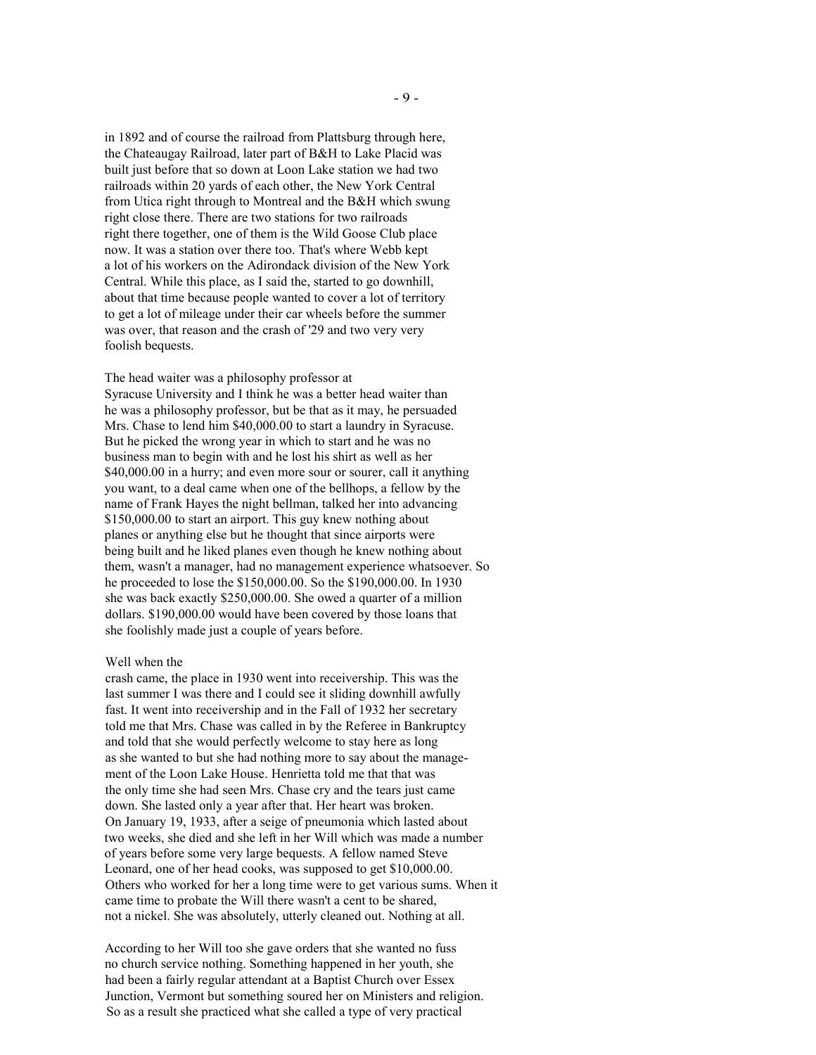in 1892 and of course the railroad from Plattsburg through here, the Chateaugay Railroad, later part of B&H to Lake Placid was built just before that so down at Loon Lake station we had two railroads within 20 yards of each other, the New York Central from Utica right through to Montreal and the B&H which swung right close there. There are two stations for two railroads right there together, one of them is the Wild Goose Club place now. It was a station over there too. That's where Webb kept a lot of his workers on the Adirondack division of the New York Central. While this place, as I said the, started to go downhill, about that time because people wanted to cover a lot of territory to get a lot of mileage under their car wheels before the summer was over, that reason and the crash of '29 and two very very foolish bequests.

The head waiter was a philosophy professor at Syracuse University and I think he was a better head waiter than he was a philosophy professor, but be that as it may, he persuaded Mrs. Chase to lend him $40,000.00 to start a laundry in Syracuse. But he picked the wrong year in which to start and he was no business man to begin with and he lost his shirt as well as her $40,000.00 in a hurry; and even more sour or sourer, call it anything you want, to a deal came when one of the bellhops, a fellow by the name of Frank Hayes the night bellman, talked her into advancing $150,000.00 to start an airport. This guy knew nothing about planes or anything else but he thought that since airports were being built and he liked planes even though he knew nothing about them, wasn't a manager, had no management experience whatsoever. So he proceeded to lose the $150,000.00. So the $190,000.00. In 1930 she was back exactly $250,000.00. She owed a quarter of a million dollars. $190,000.00 would have been covered by those loans that she foolishly made just a couple of years before.

Well when the crash came, the place in 1930 went into receivership. This was the last summer I was there and I could see it sliding downhill awfully fast. It went into receivership and in the Fall of 1932 her secretary told me that Mrs. Chase was called in by the Referee in Bankruptcy and told that she would perfectly welcome to stay here as long as she wanted to but she had nothing more to say about the management of the Loon Lake House. Henrietta told me that that was the only time she had seen Mrs. Chase cry and the tears just came down. She lasted only a year after that. Her heart was broken. On January 19, 1933, after a seige of pneumonia which lasted about two weeks, she died and she left in her Will which was made a number of years before some very large bequests. A fellow named Steve Leonard, one of her head cooks, was supposed to get $10,000.00. Others who worked for her a long time were to get various sums. When it came time to probate the Will there wasn't a cent to be shared, not a nickel. She was absolutely, utterly cleaned out. Nothing at all.

According to her Will too she gave orders that she wanted no fuss no church service nothing. Something happened in her youth, she had been a fairly regular attendant at a Baptist Church over Essex Junction, Vermont but something soured her on Ministers and religion. So as a result she practiced what she called a type of very practical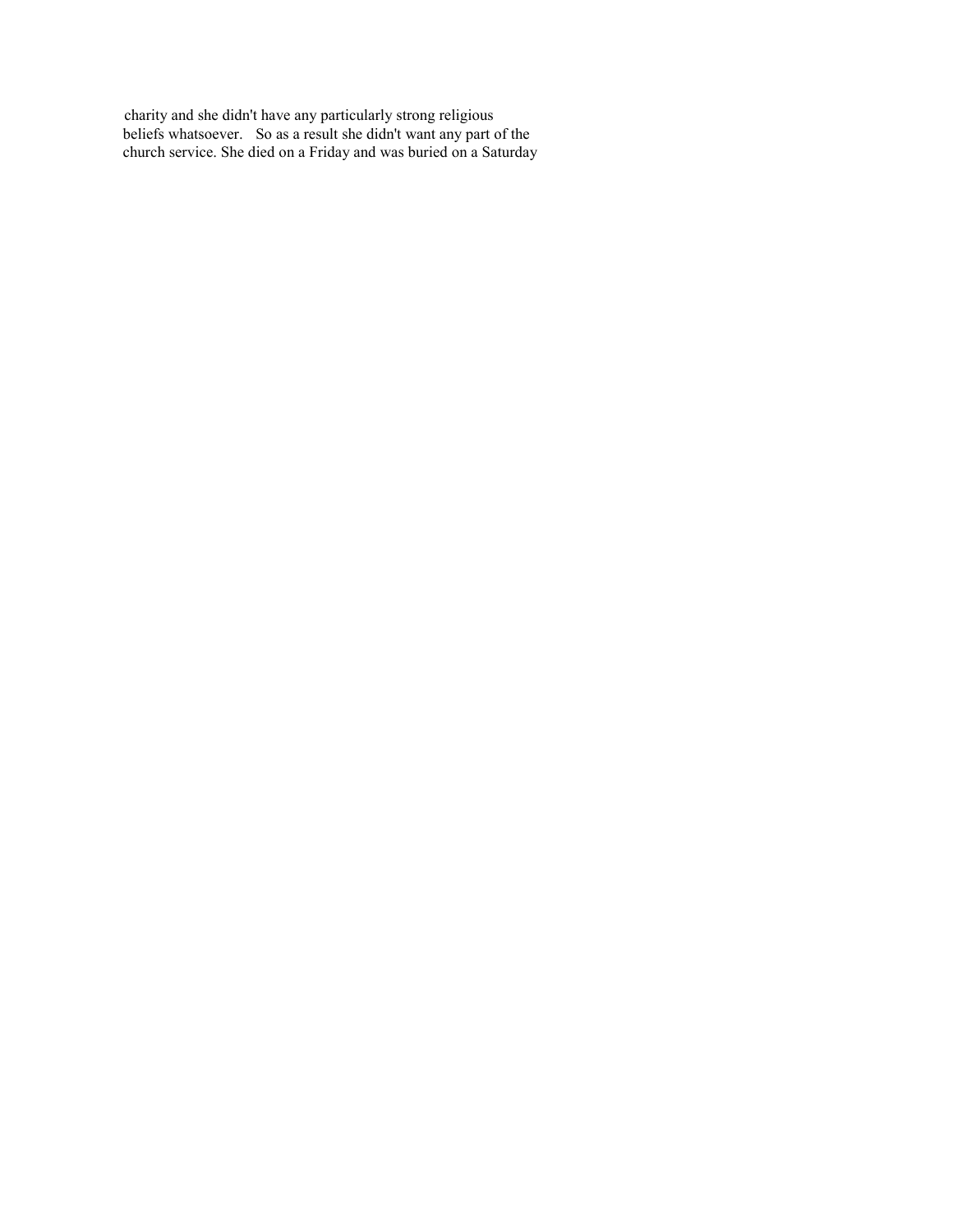charity and she didn't have any particularly strong religious beliefs whatsoever. So as a result she didn't want any part of the church service. She died on a Friday and was buried on a Saturday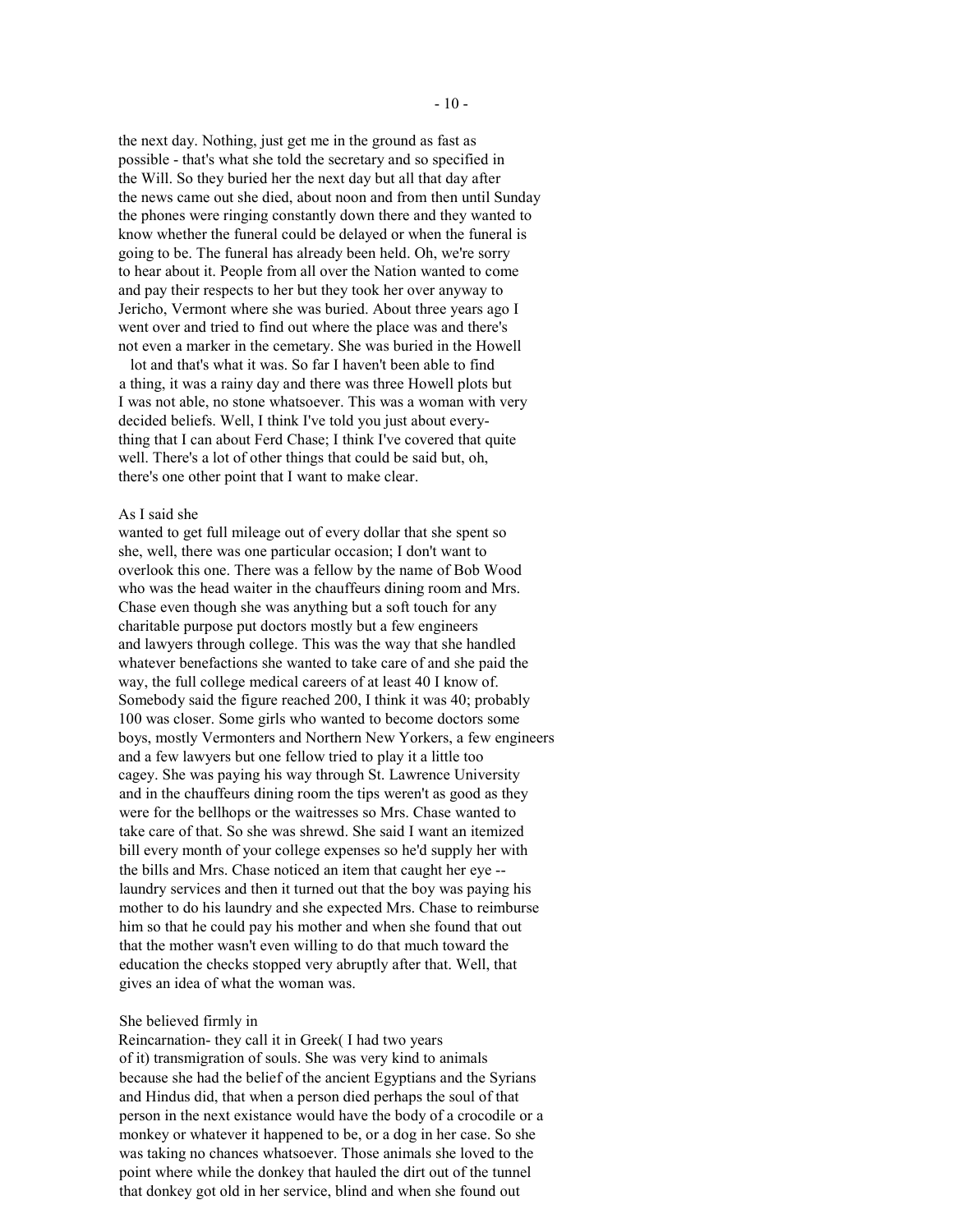the next day. Nothing, just get me in the ground as fast as possible - that's what she told the secretary and so specified in the Will. So they buried her the next day but all that day after the news came out she died, about noon and from then until Sunday the phones were ringing constantly down there and they wanted to know whether the funeral could be delayed or when the funeral is going to be. The funeral has already been held. Oh, we're sorry to hear about it. People from all over the Nation wanted to come and pay their respects to her but they took her over anyway to Jericho, Vermont where she was buried. About three years ago I went over and tried to find out where the place was and there's not even a marker in the cemetary. She was buried in the Howell lot and that's what it was. So far I haven't been able to find a thing, it was a rainy day and there was three Howell plots but I was not able, no stone whatsoever. This was a woman with very decided beliefs. Well, I think I've told you just about everything that I can about Ferd Chase; I think I've covered that quite well. There's a lot of other things that could be said but, oh, there's one other point that I want to make clear.

As I said she wanted to get full mileage out of every dollar that she spent so she, well, there was one particular occasion; I don't want to overlook this one. There was a fellow by the name of Bob Wood who was the head waiter in the chauffeurs dining room and Mrs. Chase even though she was anything but a soft touch for any charitable purpose put doctors mostly but a few engineers and lawyers through college. This was the way that she handled whatever benefactions she wanted to take care of and she paid the way, the full college medical careers of at least 40 I know of. Somebody said the figure reached 200, I think it was 40; probably 100 was closer. Some girls who wanted to become doctors some boys, mostly Vermonters and Northern New Yorkers, a few engineers and a few lawyers but one fellow tried to play it a little too cagey. She was paying his way through St. Lawrence University and in the chauffeurs dining room the tips weren't as good as they were for the bellhops or the waitresses so Mrs. Chase wanted to take care of that. So she was shrewd. She said I want an itemized bill every month of your college expenses so he'd supply her with the bills and Mrs. Chase noticed an item that caught her eye -- laundry services and then it turned out that the boy was paying his mother to do his laundry and she expected Mrs. Chase to reimburse him so that he could pay his mother and when she found that out that the mother wasn't even willing to do that much toward the education the checks stopped very abruptly after that. Well, that gives an idea of what the woman was.

She believed firmly in Reincarnation- they call it in Greek( I had two years of it) transmigration of souls. She was very kind to animals because she had the belief of the ancient Egyptians and the Syrians and Hindus did, that when a person died perhaps the soul of that person in the next existance would have the body of a crocodile or a monkey or whatever it happened to be, or a dog in her case. So she was taking no chances whatsoever. Those animals she loved to the point where while the donkey that hauled the dirt out of the tunnel that donkey got old in her service, blind and when she found out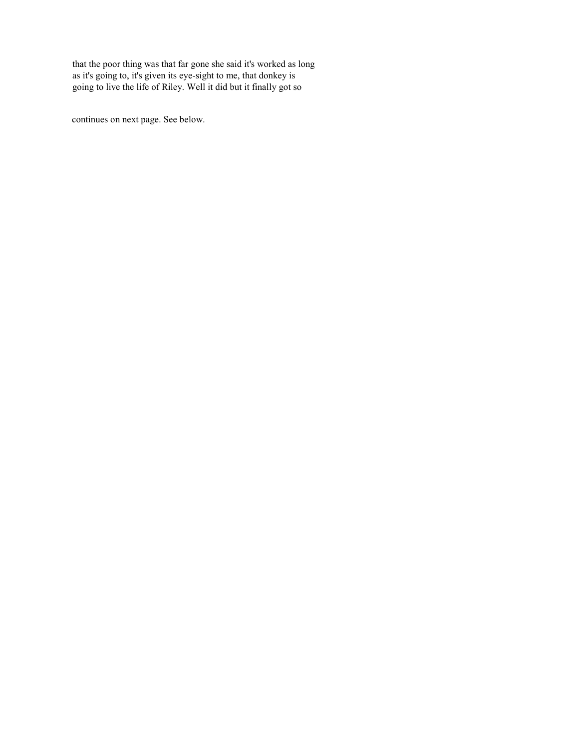that the poor thing was that far gone she said it's worked as long as it's going to, it's given its eye-sight to me, that donkey is going to live the life of Riley. Well it did but it finally got so

continues on next page. See below.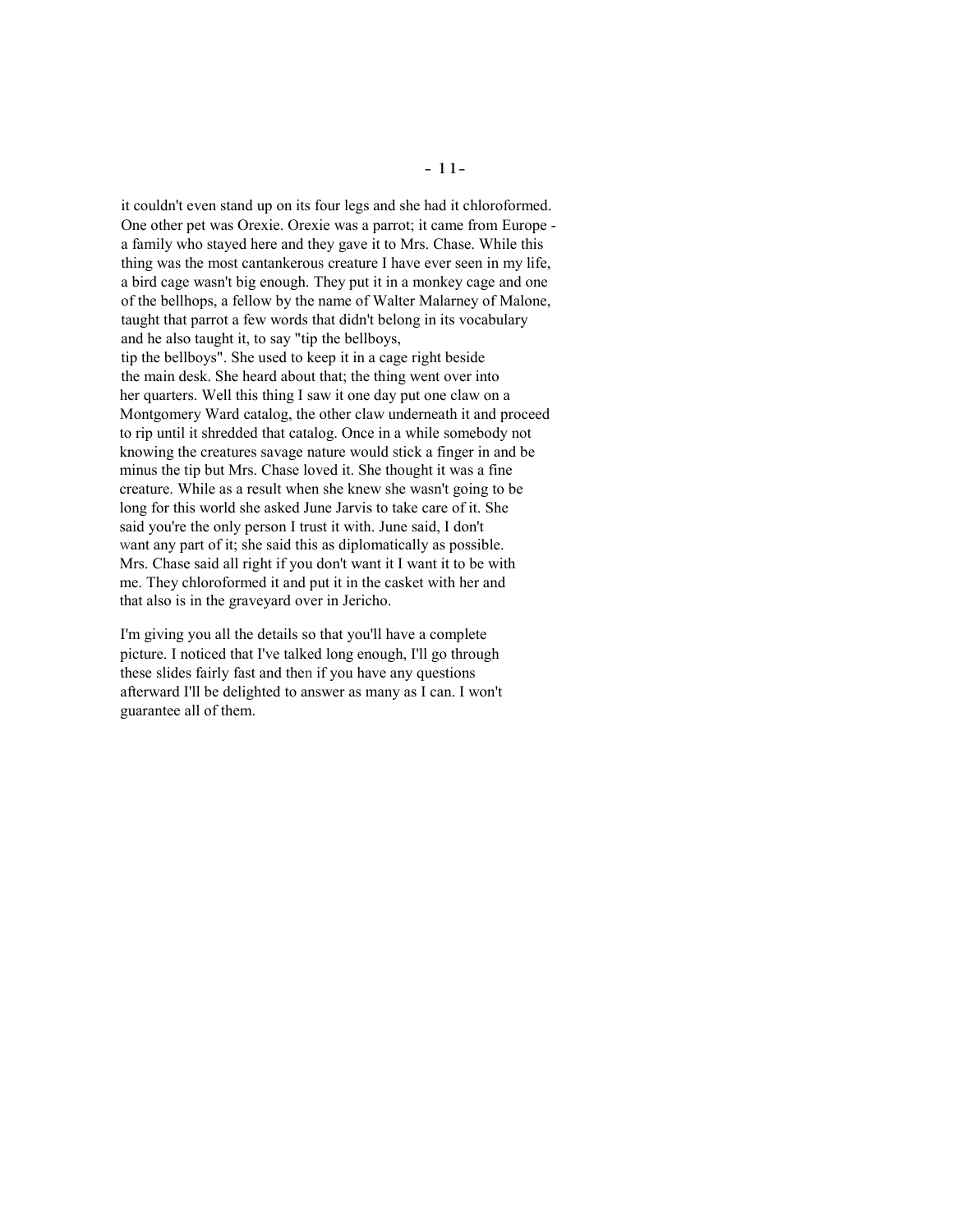it couldn't even stand up on its four legs and she had it chloroformed. One other pet was Orexie. Orexie was a parrot; it came from Europe - a family who stayed here and they gave it to Mrs. Chase. While this thing was the most cantankerous creature I have ever seen in my life, a bird cage wasn't big enough. They put it in a monkey cage and one of the bellhops, a fellow by the name of Walter Malarney of Malone, taught that parrot a few words that didn't belong in its vocabulary and he also taught it, to say "tip the bellboys, tip the bellboys". She used to keep it in a cage right beside the main desk. She heard about that; the thing went over into her quarters. Well this thing I saw it one day put one claw on a Montgomery Ward catalog, the other claw underneath it and proceed to rip until it shredded that catalog. Once in a while somebody not knowing the creatures savage nature would stick a finger in and be minus the tip but Mrs. Chase loved it. She thought it was a fine creature. While as a result when she knew she wasn't going to be long for this world she asked June Jarvis to take care of it. She said you're the only person I trust it with. June said, I don't want any part of it; she said this as diplomatically as possible. Mrs. Chase said all right if you don't want it I want it to be with me. They chloroformed it and put it in the casket with her and that also is in the graveyard over in Jericho.

I'm giving you all the details so that you'll have a complete picture. I noticed that I've talked long enough, I'll go through these slides fairly fast and then if you have any questions afterward I'll be delighted to answer as many as I can. I won't guarantee all of them.